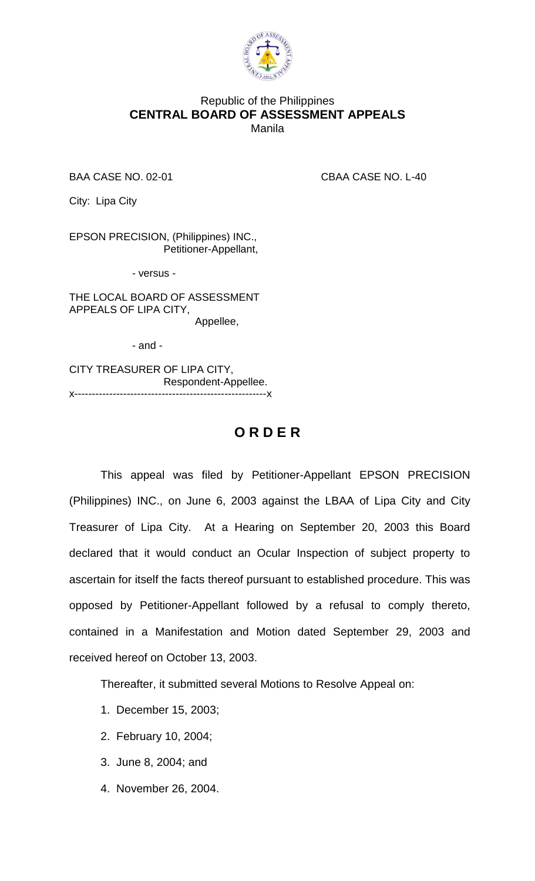Republic of the Philippines
**CENTRAL BOARD OF ASSESSMENT APPEALS**
Manila

BAA CASE NO. 02-01 CBAA CASE NO. L-40

City: Lipa City

EPSON PRECISION, (Philippines) INC.,
Petitioner-Appellant,

- versus -

THE LOCAL BOARD OF ASSESSMENT APPEALS OF LIPA CITY,
Appellee,

- and -

CITY TREASURER OF LIPA CITY,
Respondent-Appellee.
x-------------------------------------------------------x

# O R D E R

This appeal was filed by Petitioner-Appellant EPSON PRECISION (Philippines) INC., on June 6, 2003 against the LBAA of Lipa City and City Treasurer of Lipa City. At a Hearing on September 20, 2003 this Board declared that it would conduct an Ocular Inspection of subject property to ascertain for itself the facts thereof pursuant to established procedure. This was opposed by Petitioner-Appellant followed by a refusal to comply thereto, contained in a Manifestation and Motion dated September 29, 2003 and received hereof on October 13, 2003.

Thereafter, it submitted several Motions to Resolve Appeal on:

1. December 15, 2003;
2. February 10, 2004;
3. June 8, 2004; and
4. November 26, 2004.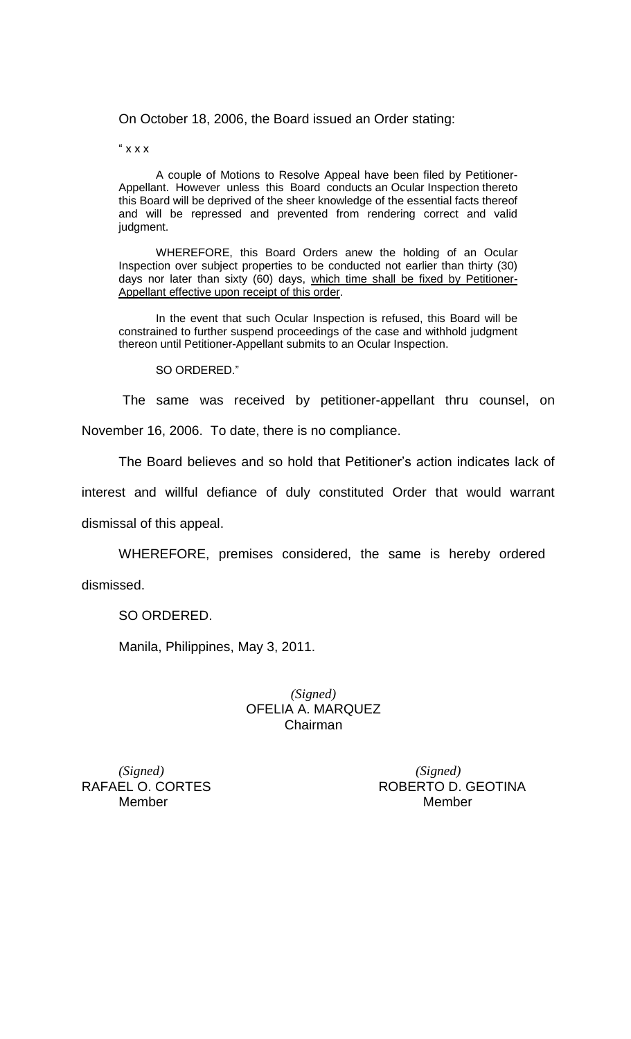On October 18, 2006, the Board issued an Order stating:

> " x x x
>
> A couple of Motions to Resolve Appeal have been filed by Petitioner-Appellant. However unless this Board conducts an Ocular Inspection thereto this Board will be deprived of the sheer knowledge of the essential facts thereof and will be repressed and prevented from rendering correct and valid judgment.
>
> WHEREFORE, this Board Orders anew the holding of an Ocular Inspection over subject properties to be conducted not earlier than thirty (30) days nor later than sixty (60) days, which time shall be fixed by Petitioner-Appellant effective upon receipt of this order.
>
> In the event that such Ocular Inspection is refused, this Board will be constrained to further suspend proceedings of the case and withhold judgment thereon until Petitioner-Appellant submits to an Ocular Inspection.
>
> SO ORDERED."

The same was received by petitioner-appellant thru counsel, on November 16, 2006. To date, there is no compliance.

The Board believes and so hold that Petitioner's action indicates lack of interest and willful defiance of duly constituted Order that would warrant dismissal of this appeal.

WHEREFORE, premises considered, the same is hereby ordered dismissed.

SO ORDERED.

Manila, Philippines, May 3, 2011.

*(Signed)*
OFELIA A. MARQUEZ
Chairman

*(Signed)*
RAFAEL O. CORTES
Member

*(Signed)*
ROBERTO D. GEOTINA
Member